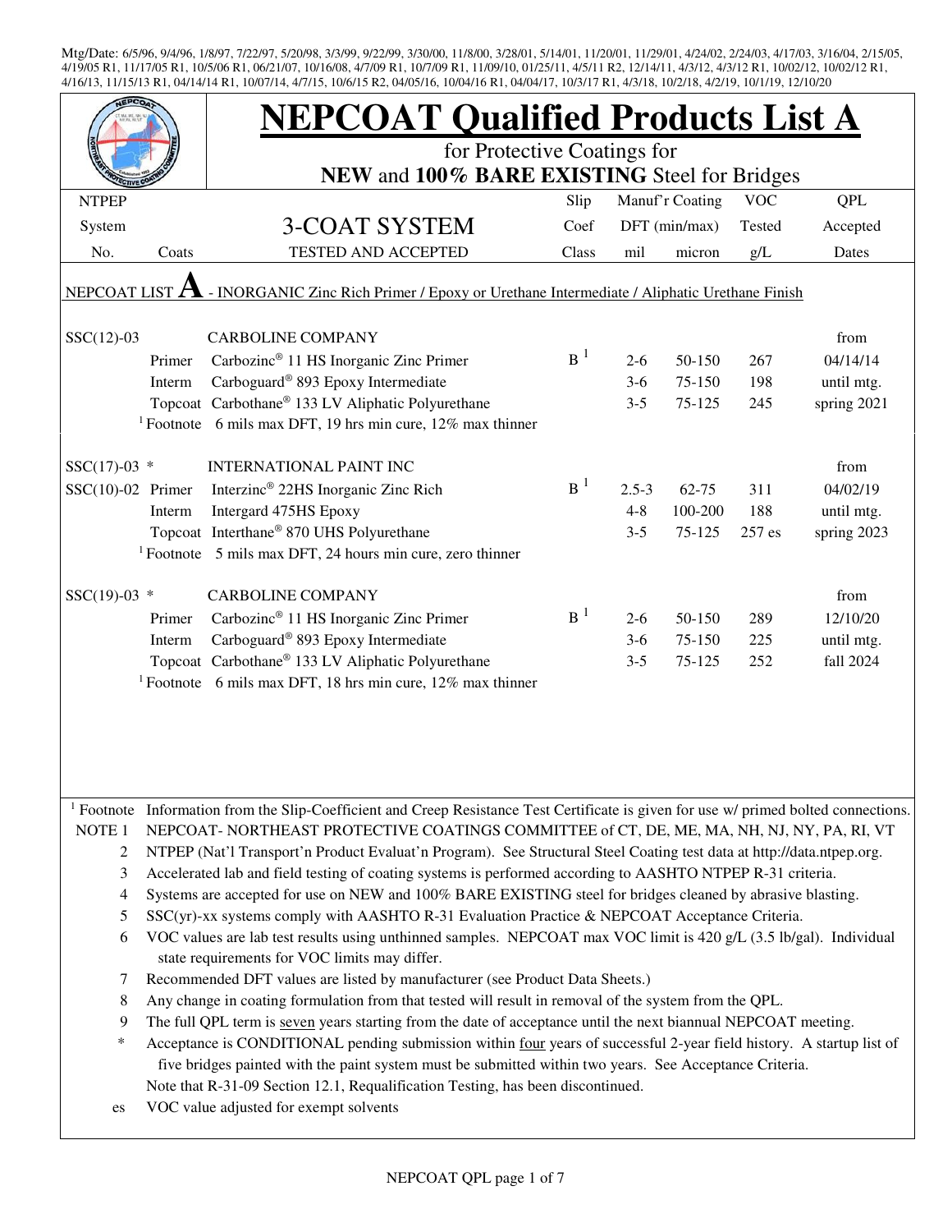Mtg/Date: 6/5/96, 9/4/96, 1/8/97, 7/22/97, 5/20/98, 3/3/99, 9/22/99, 3/30/00, 11/8/00, 3/28/01, 5/14/01, 11/20/01, 11/29/01, 4/24/02, 2/24/03, 4/17/03, 3/16/04, 2/15/05, 4/19/05 R1, 11/17/05 R1, 10/5/06 R1, 06/21/07, 10/16/08, 4/7/09 R1, 10/7/09 R1, 11/09/10, 01/25/11, 4/5/11 R2, 12/14/11, 4/3/12, 4/3/12 R1, 10/02/12, 10/02/12 R1, 4/16/13, 11/15/13 R1, 04/14/14 R1, 10/07/14, 4/7/15, 10/6/15 R2, 04/05/16, 10/04/16 R1, 04/04/17, 10/3/17 R1, 4/3/18, 10/2/18, 4/2/19, 10/1/19, 12/10/20

# NEPCOAT Qualified Products List A

for Protective Coatings for

**NEW** and **100% BARE EXISTING** Steel for Bridges

| NTPEP System No. | Coats | 3-COAT SYSTEM TESTED AND ACCEPTED | Slip Coef Class | Manuf'r Coating DFT (min/max) mil | micron | VOC Tested g/L | QPL Accepted Dates |
|---|---|---|---|---|---|---|---|
| NEPCOAT LIST **A** - INORGANIC Zinc Rich Primer / Epoxy or Urethane Intermediate / Aliphatic Urethane Finish | | | | | | | |
| SSC(12)-03 | | CARBOLINE COMPANY | | | | | from |
| | Primer | Carbozinc® 11 HS Inorganic Zinc Primer | B [1] | 2-6 | 50-150 | 267 | 04/14/14 |
| | Interm | Carboguard® 893 Epoxy Intermediate | | 3-6 | 75-150 | 198 | until mtg. |
| | Topcoat | Carbothane® 133 LV Aliphatic Polyurethane | | 3-5 | 75-125 | 245 | spring 2021 |
| | [1] Footnote | 6 mils max DFT, 19 hrs min cure, 12% max thinner | | | | | |
| SSC(17)-03 * | | INTERNATIONAL PAINT INC | | | | | from |
| SSC(10)-02 | Primer | Interzinc® 22HS Inorganic Zinc Rich | B [1] | 2.5-3 | 62-75 | 311 | 04/02/19 |
| | Interm | Intergard 475HS Epoxy | | 4-8 | 100-200 | 188 | until mtg. |
| | Topcoat | Interthane® 870 UHS Polyurethane | | 3-5 | 75-125 | 257 es | spring 2023 |
| | [1] Footnote | 5 mils max DFT, 24 hours min cure, zero thinner | | | | | |
| SSC(19)-03 * | | CARBOLINE COMPANY | | | | | from |
| | Primer | Carbozinc® 11 HS Inorganic Zinc Primer | B [1] | 2-6 | 50-150 | 289 | 12/10/20 |
| | Interm | Carboguard® 893 Epoxy Intermediate | | 3-6 | 75-150 | 225 | until mtg. |
| | Topcoat | Carbothane® 133 LV Aliphatic Polyurethane | | 3-5 | 75-125 | 252 | fall 2024 |
| | [1] Footnote | 6 mils max DFT, 18 hrs min cure, 12% max thinner | | | | | |

[1] Footnote Information from the Slip-Coefficient and Creep Resistance Test Certificate is given for use w/ primed bolted connections.

NOTE 1 NEPCOAT- NORTHEAST PROTECTIVE COATINGS COMMITTEE of CT, DE, ME, MA, NH, NJ, NY, PA, RI, VT

2 NTPEP (Nat'l Transport'n Product Evaluat'n Program). See Structural Steel Coating test data at http://data.ntpep.org.

3 Accelerated lab and field testing of coating systems is performed according to AASHTO NTPEP R-31 criteria.

4 Systems are accepted for use on NEW and 100% BARE EXISTING steel for bridges cleaned by abrasive blasting.

5 SSC(yr)-xx systems comply with AASHTO R-31 Evaluation Practice & NEPCOAT Acceptance Criteria.

6 VOC values are lab test results using unthinned samples. NEPCOAT max VOC limit is 420 g/L (3.5 lb/gal). Individual state requirements for VOC limits may differ.

7 Recommended DFT values are listed by manufacturer (see Product Data Sheets.)

8 Any change in coating formulation from that tested will result in removal of the system from the QPL.

9 The full QPL term is seven years starting from the date of acceptance until the next biannual NEPCOAT meeting.

\* Acceptance is CONDITIONAL pending submission within four years of successful 2-year field history. A startup list of five bridges painted with the paint system must be submitted within two years. See Acceptance Criteria.

Note that R-31-09 Section 12.1, Requalification Testing, has been discontinued.

es VOC value adjusted for exempt solvents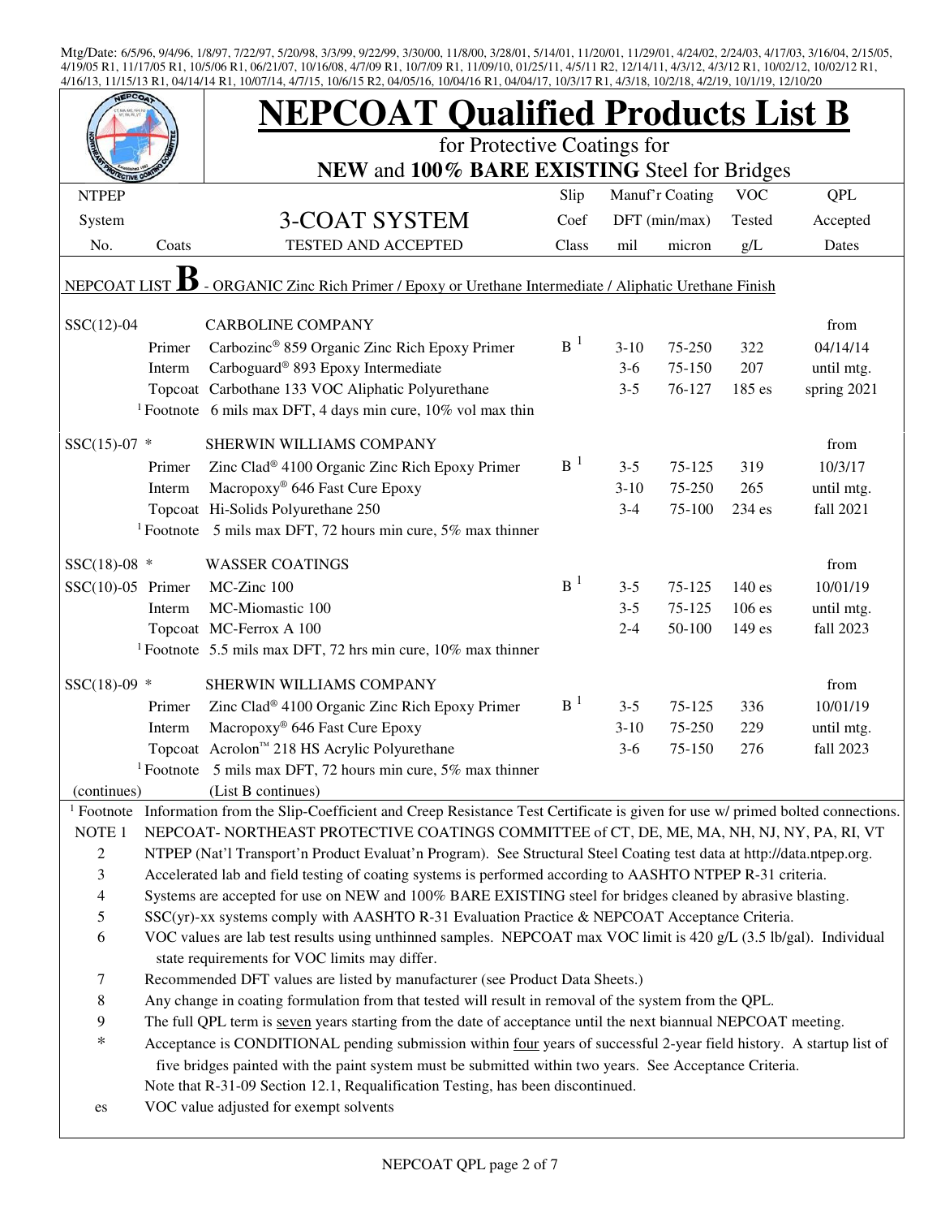Mtg/Date: 6/5/96, 9/4/96, 1/8/97, 7/22/97, 5/20/98, 3/3/99, 9/22/99, 3/30/00, 11/8/00, 3/28/01, 5/14/01, 11/20/01, 11/29/01, 4/24/02, 2/24/03, 4/17/03, 3/16/04, 2/15/05, 4/19/05 R1, 11/17/05 R1, 10/5/06 R1, 06/21/07, 10/16/08, 4/7/09 R1, 10/7/09 R1, 11/09/10, 01/25/11, 4/5/11 R2, 12/14/11, 4/3/12, 4/3/12 R1, 10/02/12, 10/02/12 R1, 4/16/13, 11/15/13 R1, 04/14/14 R1, 10/07/14, 4/7/15, 10/6/15 R2, 04/05/16, 10/04/16 R1, 04/04/17, 10/3/17 R1, 4/3/18, 10/2/18, 4/2/19, 10/1/19, 12/10/20

# NEPCOAT Qualified Products List B

for Protective Coatings for

**NEW** and **100% BARE EXISTING** Steel for Bridges

| NTPEP System No. | Coats | 3-COAT SYSTEM TESTED AND ACCEPTED | Slip Coef Class | Manuf'r Coating DFT (min/max) mil | micron | VOC Tested g/L | QPL Accepted Dates |
|---|---|---|---|---|---|---|---|
| NEPCOAT LIST **B** - ORGANIC Zinc Rich Primer / Epoxy or Urethane Intermediate / Aliphatic Urethane Finish | | | | | | | |
| SSC(12)-04 | | CAROLINE COMPANY | | | | | from |
| | Primer | Carbozinc® 859 Organic Zinc Rich Epoxy Primer | B [1] | 3-10 | 75-250 | 322 | 04/14/14 |
| | Interm | Carboguard® 893 Epoxy Intermediate | | 3-6 | 75-150 | 207 | until mtg. |
| | Topcoat | Carbothane 133 VOC Aliphatic Polyurethane | | 3-5 | 76-127 | 185 es | spring 2021 |
| | [1] Footnote | 6 mils max DFT, 4 days min cure, 10% vol max thin | | | | | |
| SSC(15)-07 * | | SHERWIN WILLIAMS COMPANY | | | | | from |
| | Primer | Zinc Clad® 4100 Organic Zinc Rich Epoxy Primer | B [1] | 3-5 | 75-125 | 319 | 10/3/17 |
| | Interm | Macropoxy® 646 Fast Cure Epoxy | | 3-10 | 75-250 | 265 | until mtg. |
| | Topcoat | Hi-Solids Polyurethane 250 | | 3-4 | 75-100 | 234 es | fall 2021 |
| | [1] Footnote | 5 mils max DFT, 72 hours min cure, 5% max thinner | | | | | |
| SSC(18)-08 * | | WASSER COATINGS | | | | | from |
| SSC(10)-05 | Primer | MC-Zinc 100 | B [1] | 3-5 | 75-125 | 140 es | 10/01/19 |
| | Interm | MC-Miomastic 100 | | 3-5 | 75-125 | 106 es | until mtg. |
| | Topcoat | MC-Ferrox A 100 | | 2-4 | 50-100 | 149 es | fall 2023 |
| | [1] Footnote | 5.5 mils max DFT, 72 hrs min cure, 10% max thinner | | | | | |
| SSC(18)-09 * | | SHERWIN WILLIAMS COMPANY | | | | | from |
| | Primer | Zinc Clad® 4100 Organic Zinc Rich Epoxy Primer | B [1] | 3-5 | 75-125 | 336 | 10/01/19 |
| | Interm | Macropoxy® 646 Fast Cure Epoxy | | 3-10 | 75-250 | 229 | until mtg. |
| | Topcoat | Acrolon™ 218 HS Acrylic Polyurethane | | 3-6 | 75-150 | 276 | fall 2023 |
| | [1] Footnote | 5 mils max DFT, 72 hours min cure, 5% max thinner | | | | | |
| (continues) | | (List B continues) | | | | | |

- [1] Footnote: Information from the Slip-Coefficient and Creep Resistance Test Certificate is given for use w/ primed bolted connections.
- NOTE 1: NEPCOAT- NORTHEAST PROTECTIVE COATINGS COMMITTEE of CT, DE, ME, MA, NH, NJ, NY, PA, RI, VT
- 2: NTPEP (Nat'l Transport'n Product Evaluat'n Program). See Structural Steel Coating test data at http://data.ntpep.org.
- 3: Accelerated lab and field testing of coating systems is performed according to AASHTO NTPEP R-31 criteria.
- 4: Systems are accepted for use on NEW and 100% BARE EXISTING steel for bridges cleaned by abrasive blasting.
- 5: SSC(yr)-xx systems comply with AASHTO R-31 Evaluation Practice & NEPCOAT Acceptance Criteria.
- 6: VOC values are lab test results using unthinned samples. NEPCOAT max VOC limit is 420 g/L (3.5 lb/gal). Individual state requirements for VOC limits may differ.
- 7: Recommended DFT values are listed by manufacturer (see Product Data Sheets.)
- 8: Any change in coating formulation from that tested will result in removal of the system from the QPL.
- 9: The full QPL term is seven years starting from the date of acceptance until the next biannual NEPCOAT meeting.
- *: Acceptance is CONDITIONAL pending submission within four years of successful 2-year field history. A startup list of five bridges painted with the paint system must be submitted within two years. See Acceptance Criteria. Note that R-31-09 Section 12.1, Requalification Testing, has been discontinued.
- es: VOC value adjusted for exempt solvents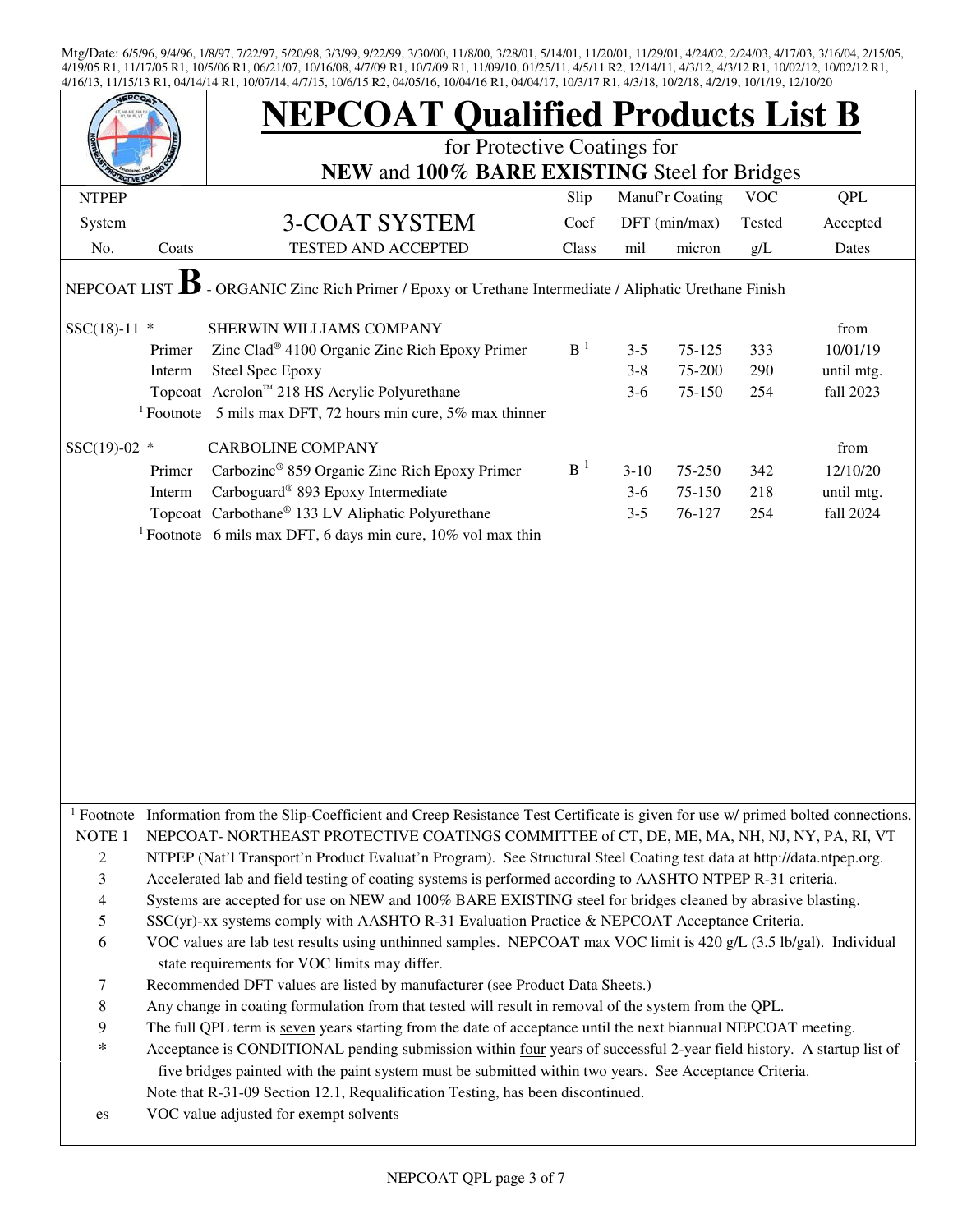Mtg/Date: 6/5/96, 9/4/96, 1/8/97, 7/22/97, 5/20/98, 3/3/99, 9/22/99, 3/30/00, 11/8/00, 3/28/01, 5/14/01, 11/20/01, 11/29/01, 4/24/02, 2/24/03, 4/17/03, 3/16/04, 2/15/05, 4/19/05 R1, 11/17/05 R1, 10/5/06 R1, 06/21/07, 10/16/08, 4/7/09 R1, 10/7/09 R1, 11/09/10, 01/25/11, 4/5/11 R2, 12/14/11, 4/3/12, 4/3/12 R1, 10/02/12, 10/02/12 R1, 4/16/13, 11/15/13 R1, 04/14/14 R1, 10/07/14, 4/7/15, 10/6/15 R2, 04/05/16, 10/04/16 R1, 04/04/17, 10/3/17 R1, 4/3/18, 10/2/18, 4/2/19, 10/1/19, 12/10/20

# NEPCOAT Qualified Products List B

for Protective Coatings for

**NEW** and **100% BARE EXISTING** Steel for Bridges

| NTPEP System No. | Coats | 3-COAT SYSTEM TESTED AND ACCEPTED | Slip Coef Class | Manuf'r Coating DFT (min/max) mil | micron | VOC Tested g/L | QPL Accepted Dates |
|---|---|---|---|---|---|---|---|
| NEPCOAT LIST **B** - ORGANIC Zinc Rich Primer / Epoxy or Urethane Intermediate / Aliphatic Urethane Finish | | | | | | | |
| SSC(18)-11 * | | SHERWIN WILLIAMS COMPANY | | | | | from |
| | Primer | Zinc Clad® 4100 Organic Zinc Rich Epoxy Primer | B [1] | 3-5 | 75-125 | 333 | 10/01/19 |
| | Interm | Steel Spec Epoxy | | 3-8 | 75-200 | 290 | until mtg. |
| | Topcoat | Acrolon™ 218 HS Acrylic Polyurethane | | 3-6 | 75-150 | 254 | fall 2023 |
| | [1] Footnote | 5 mils max DFT, 72 hours min cure, 5% max thinner | | | | | |
| SSC(19)-02 * | | CARBOLINE COMPANY | | | | | from |
| | Primer | Carbozinc® 859 Organic Zinc Rich Epoxy Primer | B [1] | 3-10 | 75-250 | 342 | 12/10/20 |
| | Interm | Carboguard® 893 Epoxy Intermediate | | 3-6 | 75-150 | 218 | until mtg. |
| | Topcoat | Carbothane® 133 LV Aliphatic Polyurethane | | 3-5 | 76-127 | 254 | fall 2024 |
| | [1] Footnote | 6 mils max DFT, 6 days min cure, 10% vol max thin | | | | | |

[1] Footnote Information from the Slip-Coefficient and Creep Resistance Test Certificate is given for use w/ primed bolted connections.

NOTE 1 NEPCOAT- NORTHEAST PROTECTIVE COATINGS COMMITTEE of CT, DE, ME, MA, NH, NJ, NY, PA, RI, VT

2 NTPEP (Nat'l Transport'n Product Evaluat'n Program). See Structural Steel Coating test data at http://data.ntpep.org.

3 Accelerated lab and field testing of coating systems is performed according to AASHTO NTPEP R-31 criteria.

4 Systems are accepted for use on NEW and 100% BARE EXISTING steel for bridges cleaned by abrasive blasting.

5 SSC(yr)-xx systems comply with AASHTO R-31 Evaluation Practice & NEPCOAT Acceptance Criteria.

6 VOC values are lab test results using unthinned samples. NEPCOAT max VOC limit is 420 g/L (3.5 lb/gal). Individual state requirements for VOC limits may differ.

7 Recommended DFT values are listed by manufacturer (see Product Data Sheets.)

8 Any change in coating formulation from that tested will result in removal of the system from the QPL.

9 The full QPL term is seven years starting from the date of acceptance until the next biannual NEPCOAT meeting.

\* Acceptance is CONDITIONAL pending submission within four years of successful 2-year field history. A startup list of five bridges painted with the paint system must be submitted within two years. See Acceptance Criteria.

Note that R-31-09 Section 12.1, Requalification Testing, has been discontinued.

es VOC value adjusted for exempt solvents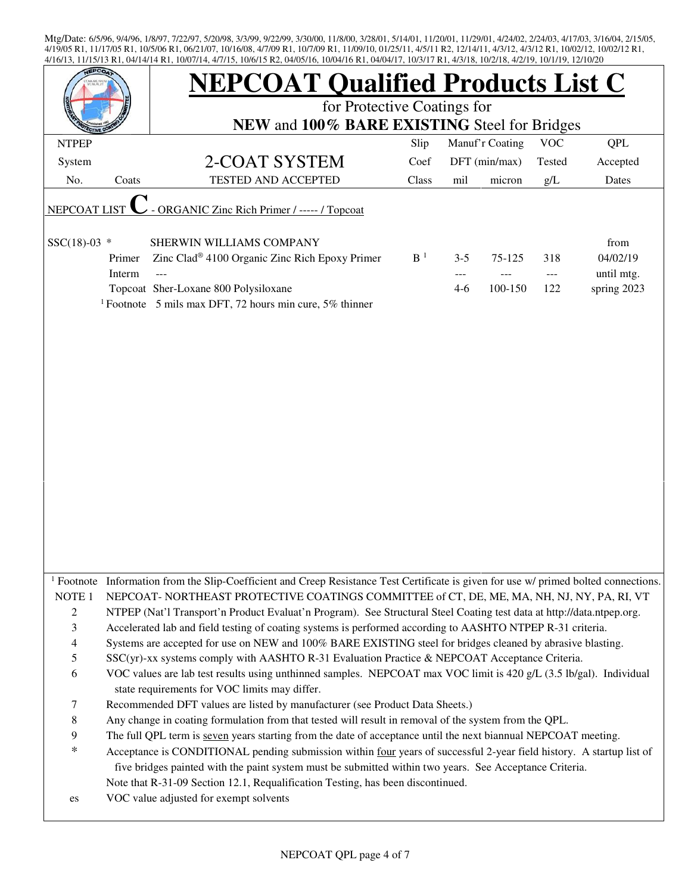Mtg/Date: 6/5/96, 9/4/96, 1/8/97, 7/22/97, 5/20/98, 3/3/99, 9/22/99, 3/30/00, 11/8/00, 3/28/01, 5/14/01, 11/20/01, 11/29/01, 4/24/02, 2/24/03, 4/17/03, 3/16/04, 2/15/05, 4/19/05 R1, 11/17/05 R1, 10/5/06 R1, 06/21/07, 10/16/08, 4/7/09 R1, 10/7/09 R1, 11/09/10, 01/25/11, 4/5/11 R2, 12/14/11, 4/3/12, 4/3/12 R1, 10/02/12, 10/02/12 R1, 4/16/13, 11/15/13 R1, 04/14/14 R1, 10/07/14, 4/7/15, 10/6/15 R2, 04/05/16, 10/04/16 R1, 04/04/17, 10/3/17 R1, 4/3/18, 10/2/18, 4/2/19, 10/1/19, 12/10/20

# NEPCOAT Qualified Products List C

for Protective Coatings for

**NEW** and **100% BARE EXISTING** Steel for Bridges

| NTPEP System No. | Coats | 2-COAT SYSTEM TESTED AND ACCEPTED | Slip Coef Class | Manuf'r Coating DFT (min/max) mil | micron | VOC Tested g/L | QPL Accepted Dates |
|---|---|---|---|---|---|---|---|
| NEPCOAT LIST **C** - ORGANIC Zinc Rich Primer / ----- / Topcoat | | | | | | | |
| SSC(18)-03 * | | SHERWIN WILLIAMS COMPANY | | | | | from |
| | Primer | Zinc Clad® 4100 Organic Zinc Rich Epoxy Primer | B [1] | 3-5 | 75-125 | 318 | 04/02/19 |
| | Interm | --- | | --- | --- | --- | until mtg. |
| | Topcoat | Sher-Loxane 800 Polysiloxane | | 4-6 | 100-150 | 122 | spring 2023 |
| | [1] Footnote | 5 mils max DFT, 72 hours min cure, 5% thinner | | | | | |

[1] Footnote Information from the Slip-Coefficient and Creep Resistance Test Certificate is given for use w/ primed bolted connections.

NOTE 1 NEPCOAT- NORTHEAST PROTECTIVE COATINGS COMMITTEE of CT, DE, ME, MA, NH, NJ, NY, PA, RI, VT

2 NTPEP (Nat'l Transport'n Product Evaluat'n Program). See Structural Steel Coating test data at http://data.ntpep.org.

3 Accelerated lab and field testing of coating systems is performed according to AASHTO NTPEP R-31 criteria.

4 Systems are accepted for use on NEW and 100% BARE EXISTING steel for bridges cleaned by abrasive blasting.

5 SSC(yr)-xx systems comply with AASHTO R-31 Evaluation Practice & NEPCOAT Acceptance Criteria.

6 VOC values are lab test results using unthinned samples. NEPCOAT max VOC limit is 420 g/L (3.5 lb/gal). Individual state requirements for VOC limits may differ.

7 Recommended DFT values are listed by manufacturer (see Product Data Sheets.)

8 Any change in coating formulation from that tested will result in removal of the system from the QPL.

9 The full QPL term is seven years starting from the date of acceptance until the next biannual NEPCOAT meeting.

* Acceptance is CONDITIONAL pending submission within four years of successful 2-year field history. A startup list of five bridges painted with the paint system must be submitted within two years. See Acceptance Criteria. Note that R-31-09 Section 12.1, Requalification Testing, has been discontinued.

es VOC value adjusted for exempt solvents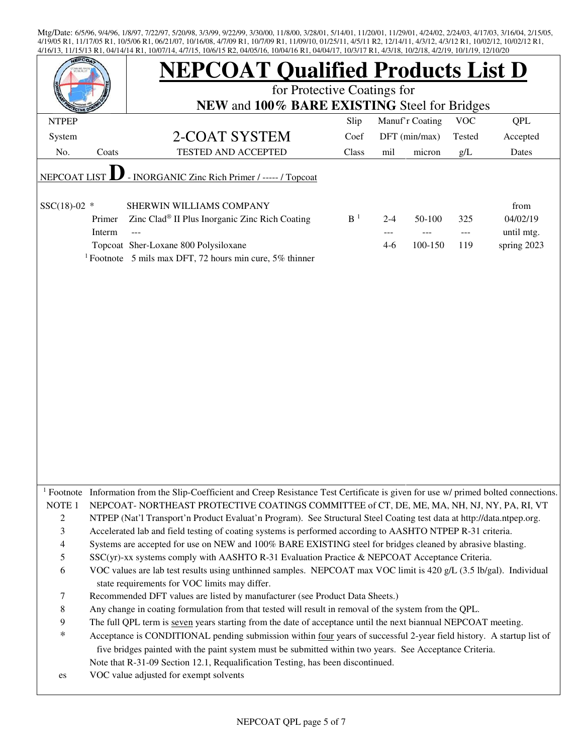Mtg/Date: 6/5/96, 9/4/96, 1/8/97, 7/22/97, 5/20/98, 3/3/99, 9/22/99, 3/30/00, 11/8/00, 3/28/01, 5/14/01, 11/20/01, 11/29/01, 4/24/02, 2/24/03, 4/17/03, 3/16/04, 2/15/05, 4/19/05 R1, 11/17/05 R1, 10/5/06 R1, 06/21/07, 10/16/08, 4/7/09 R1, 10/7/09 R1, 11/09/10, 01/25/11, 4/5/11 R2, 12/14/11, 4/3/12, 4/3/12 R1, 10/02/12, 10/02/12 R1, 4/16/13, 11/15/13 R1, 04/14/14 R1, 10/07/14, 4/7/15, 10/6/15 R2, 04/05/16, 10/04/16 R1, 04/04/17, 10/3/17 R1, 4/3/18, 10/2/18, 4/2/19, 10/1/19, 12/10/20

# NEPCOAT Qualified Products List D

for Protective Coatings for
**NEW** and **100% BARE EXISTING** Steel for Bridges

| NTPEP System No. | Coats | 2-COAT SYSTEM TESTED AND ACCEPTED | Slip Coef Class | Manuf'r Coating DFT (min/max) mil | micron | VOC Tested g/L | QPL Accepted Dates |
|---|---|---|---|---|---|---|---|
| NEPCOAT LIST **D** - INORGANIC Zinc Rich Primer / ----- / Topcoat | | | | | | | |
| SSC(18)-02 * | | SHERWIN WILLIAMS COMPANY | | | | | from |
| | Primer | Zinc Clad® II Plus Inorganic Zinc Rich Coating | B [1] | 2-4 | 50-100 | 325 | 04/02/19 |
| | Interm | --- | | --- | --- | --- | until mtg. |
| | Topcoat | Sher-Loxane 800 Polysiloxane | | 4-6 | 100-150 | 119 | spring 2023 |
| | [1] Footnote | 5 mils max DFT, 72 hours min cure, 5% thinner | | | | | |

[1] Footnote Information from the Slip-Coefficient and Creep Resistance Test Certificate is given for use w/ primed bolted connections.

NOTE 1 NEPCOAT- NORTHEAST PROTECTIVE COATINGS COMMITTEE of CT, DE, ME, MA, NH, NJ, NY, PA, RI, VT

2 NTPEP (Nat'l Transport'n Product Evaluat'n Program). See Structural Steel Coating test data at http://data.ntpep.org.

3 Accelerated lab and field testing of coating systems is performed according to AASHTO NTPEP R-31 criteria.

4 Systems are accepted for use on NEW and 100% BARE EXISTING steel for bridges cleaned by abrasive blasting.

5 SSC(yr)-xx systems comply with AASHTO R-31 Evaluation Practice & NEPCOAT Acceptance Criteria.

6 VOC values are lab test results using unthinned samples. NEPCOAT max VOC limit is 420 g/L (3.5 lb/gal). Individual state requirements for VOC limits may differ.

7 Recommended DFT values are listed by manufacturer (see Product Data Sheets.)

8 Any change in coating formulation from that tested will result in removal of the system from the QPL.

9 The full QPL term is seven years starting from the date of acceptance until the next biannual NEPCOAT meeting.

\* Acceptance is CONDITIONAL pending submission within four years of successful 2-year field history. A startup list of five bridges painted with the paint system must be submitted within two years. See Acceptance Criteria.
Note that R-31-09 Section 12.1, Requalification Testing, has been discontinued.

es VOC value adjusted for exempt solvents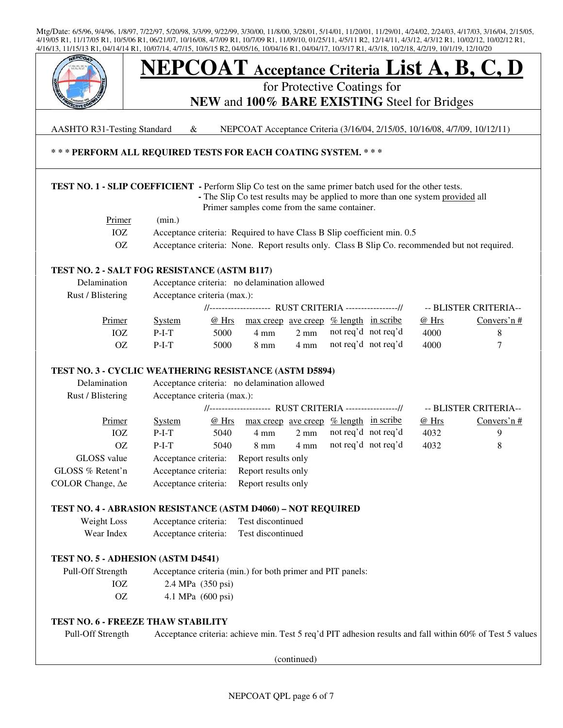Mtg/Date: 6/5/96, 9/4/96, 1/8/97, 7/22/97, 5/20/98, 3/3/99, 9/22/99, 3/30/00, 11/8/00, 3/28/01, 5/14/01, 11/20/01, 11/29/01, 4/24/02, 2/24/03, 4/17/03, 3/16/04, 2/15/05, 4/19/05 R1, 11/17/05 R1, 10/5/06 R1, 06/21/07, 10/16/08, 4/7/09 R1, 10/7/09 R1, 11/09/10, 01/25/11, 4/5/11 R2, 12/14/11, 4/3/12, 4/3/12 R1, 10/02/12, 10/02/12 R1, 4/16/13, 11/15/13 R1, 04/14/14 R1, 10/07/14, 4/7/15, 10/6/15 R2, 04/05/16, 10/04/16 R1, 04/04/17, 10/3/17 R1, 4/3/18, 10/2/18, 4/2/19, 10/1/19, 12/10/20

# NEPCOAT Acceptance Criteria List A, B, C, D

for Protective Coatings for

**NEW and 100% BARE EXISTING Steel for Bridges**

AASHTO R31-Testing Standard & NEPCOAT Acceptance Criteria (3/16/04, 2/15/05, 10/16/08, 4/7/09, 10/12/11)

**\* \* \* PERFORM ALL REQUIRED TESTS FOR EACH COATING SYSTEM. \* \* \***

**TEST NO. 1 - SLIP COEFFICIENT** - Perform Slip Co test on the same primer batch used for the other tests.
- The Slip Co test results may be applied to more than one system provided all Primer samples come from the same container.

| Primer | (min.) |
|---|---|
| IOZ | Acceptance criteria: Required to have Class B Slip coefficient min. 0.5 |
| OZ | Acceptance criteria: None. Report results only. Class B Slip Co. recommended but not required. |

**TEST NO. 2 - SALT FOG RESISTANCE (ASTM B117)**

Delamination — Acceptance criteria: no delamination allowed

Rust / Blistering — Acceptance criteria (max.):

| | | RUST CRITERIA | | | | | BLISTER CRITERIA | |
|---|---|---|---|---|---|---|---|---|
| Primer | System | @ Hrs | max creep | ave creep | % length | in scribe | @ Hrs | Convers'n # |
| IOZ | P-I-T | 5000 | 4 mm | 2 mm | not req'd | not req'd | 4000 | 8 |
| OZ | P-I-T | 5000 | 8 mm | 4 mm | not req'd | not req'd | 4000 | 7 |

**TEST NO. 3 - CYCLIC WEATHERING RESISTANCE (ASTM D5894)**

Delamination — Acceptance criteria: no delamination allowed

Rust / Blistering — Acceptance criteria (max.):

| | | RUST CRITERIA | | | | | BLISTER CRITERIA | |
|---|---|---|---|---|---|---|---|---|
| Primer | System | @ Hrs | max creep | ave creep | % length | in scribe | @ Hrs | Convers'n # |
| IOZ | P-I-T | 5040 | 4 mm | 2 mm | not req'd | not req'd | 4032 | 9 |
| OZ | P-I-T | 5040 | 8 mm | 4 mm | not req'd | not req'd | 4032 | 8 |

GLOSS value — Acceptance criteria: Report results only

GLOSS % Retent'n — Acceptance criteria: Report results only

COLOR Change, Δe — Acceptance criteria: Report results only

**TEST NO. 4 - ABRASION RESISTANCE (ASTM D4060) – NOT REQUIRED**

Weight Loss — Acceptance criteria: Test discontinued

Wear Index — Acceptance criteria: Test discontinued

**TEST NO. 5 - ADHESION (ASTM D4541)**

Pull-Off Strength — Acceptance criteria (min.) for both primer and PIT panels:

- IOZ — 2.4 MPa (350 psi)
- OZ — 4.1 MPa (600 psi)

**TEST NO. 6 - FREEZE THAW STABILITY**

Pull-Off Strength — Acceptance criteria: achieve min. Test 5 req'd PIT adhesion results and fall within 60% of Test 5 values

(continued)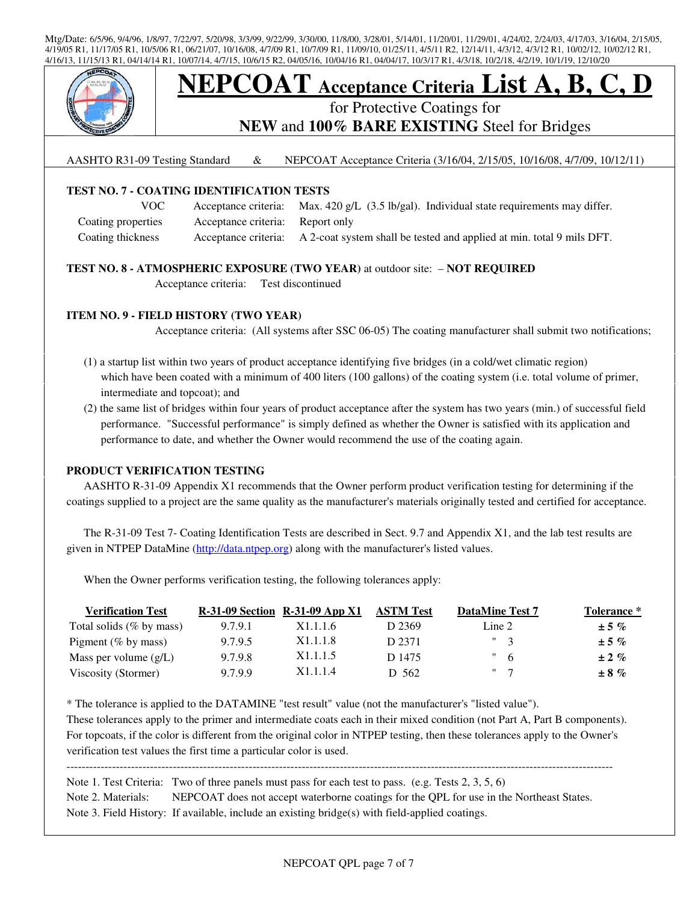Mtg/Date: 6/5/96, 9/4/96, 1/8/97, 7/22/97, 5/20/98, 3/3/99, 9/22/99, 3/30/00, 11/8/00, 3/28/01, 5/14/01, 11/20/01, 11/29/01, 4/24/02, 2/24/03, 4/17/03, 3/16/04, 2/15/05, 4/19/05 R1, 11/17/05 R1, 10/5/06 R1, 06/21/07, 10/16/08, 4/7/09 R1, 10/7/09 R1, 11/09/10, 01/25/11, 4/5/11 R2, 12/14/11, 4/3/12, 4/3/12 R1, 10/02/12, 10/02/12 R1, 4/16/13, 11/15/13 R1, 04/14/14 R1, 10/07/14, 4/7/15, 10/6/15 R2, 04/05/16, 10/04/16 R1, 04/04/17, 10/3/17 R1, 4/3/18, 10/2/18, 4/2/19, 10/1/19, 12/10/20

# NEPCOAT Acceptance Criteria List A, B, C, D

for Protective Coatings for
**NEW** and **100% BARE EXISTING** Steel for Bridges

AASHTO R31-09 Testing Standard & NEPCOAT Acceptance Criteria (3/16/04, 2/15/05, 10/16/08, 4/7/09, 10/12/11)

**TEST NO. 7 - COATING IDENTIFICATION TESTS**

VOC Acceptance criteria: Max. 420 g/L (3.5 lb/gal). Individual state requirements may differ.
Coating properties Acceptance criteria: Report only
Coating thickness Acceptance criteria: A 2-coat system shall be tested and applied at min. total 9 mils DFT.

**TEST NO. 8 - ATMOSPHERIC EXPOSURE (TWO YEAR)** at outdoor site: – **NOT REQUIRED**
Acceptance criteria: Test discontinued

**ITEM NO. 9 - FIELD HISTORY (TWO YEAR)**
Acceptance criteria: (All systems after SSC 06-05) The coating manufacturer shall submit two notifications;

(1) a startup list within two years of product acceptance identifying five bridges (in a cold/wet climatic region) which have been coated with a minimum of 400 liters (100 gallons) of the coating system (i.e. total volume of primer, intermediate and topcoat); and
(2) the same list of bridges within four years of product acceptance after the system has two years (min.) of successful field performance. "Successful performance" is simply defined as whether the Owner is satisfied with its application and performance to date, and whether the Owner would recommend the use of the coating again.

**PRODUCT VERIFICATION TESTING**

AASHTO R-31-09 Appendix X1 recommends that the Owner perform product verification testing for determining if the coatings supplied to a project are the same quality as the manufacturer's materials originally tested and certified for acceptance.

The R-31-09 Test 7- Coating Identification Tests are described in Sect. 9.7 and Appendix X1, and the lab test results are given in NTPEP DataMine (http://data.ntpep.org) along with the manufacturer's listed values.

When the Owner performs verification testing, the following tolerances apply:

| Verification Test | R-31-09 Section | R-31-09 App X1 | ASTM Test | DataMine Test 7 | Tolerance * |
|---|---|---|---|---|---|
| Total solids (% by mass) | 9.7.9.1 | X1.1.1.6 | D 2369 | Line 2 | **± 5 %** |
| Pigment (% by mass) | 9.7.9.5 | X1.1.1.8 | D 2371 | " 3 | **± 5 %** |
| Mass per volume (g/L) | 9.7.9.8 | X1.1.1.5 | D 1475 | " 6 | **± 2 %** |
| Viscosity (Stormer) | 9.7.9.9 | X1.1.1.4 | D 562 | " 7 | **± 8 %** |

* The tolerance is applied to the DATAMINE "test result" value (not the manufacturer's "listed value").
These tolerances apply to the primer and intermediate coats each in their mixed condition (not Part A, Part B components).
For topcoats, if the color is different from the original color in NTPEP testing, then these tolerances apply to the Owner's verification test values the first time a particular color is used.

---

Note 1. Test Criteria: Two of three panels must pass for each test to pass. (e.g. Tests 2, 3, 5, 6)
Note 2. Materials: NEPCOAT does not accept waterborne coatings for the QPL for use in the Northeast States.
Note 3. Field History: If available, include an existing bridge(s) with field-applied coatings.